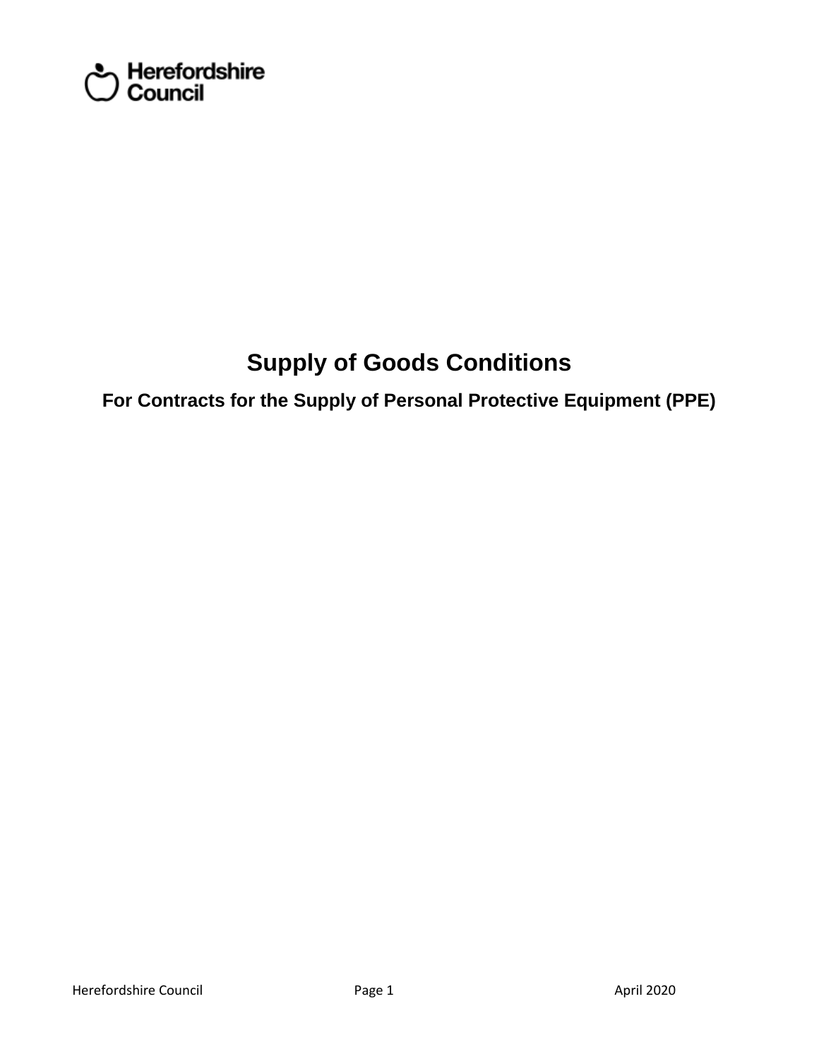Herefordshire Council

# Supply of Goods Conditions

## For Contracts for the Supply of Personal Protective Equipment (PPE)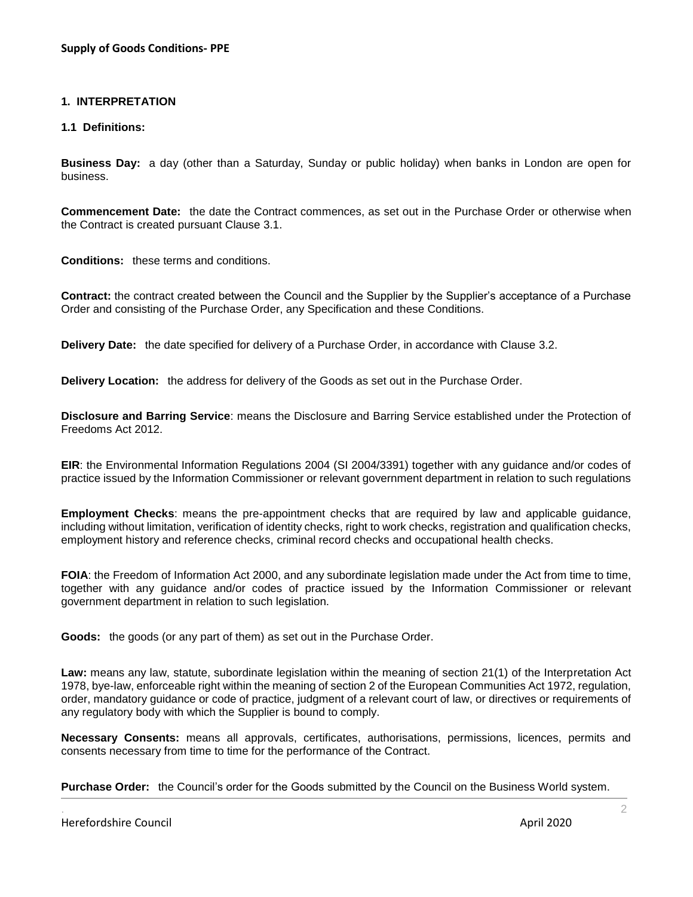**Supply of Goods Conditions- PPE**

## 1. INTERPRETATION

### 1.1 Definitions:

**Business Day:** a day (other than a Saturday, Sunday or public holiday) when banks in London are open for business.

**Commencement Date:** the date the Contract commences, as set out in the Purchase Order or otherwise when the Contract is created pursuant Clause 3.1.

**Conditions:** these terms and conditions.

**Contract:** the contract created between the Council and the Supplier by the Supplier's acceptance of a Purchase Order and consisting of the Purchase Order, any Specification and these Conditions.

**Delivery Date:** the date specified for delivery of a Purchase Order, in accordance with Clause 3.2.

**Delivery Location:** the address for delivery of the Goods as set out in the Purchase Order.

**Disclosure and Barring Service**: means the Disclosure and Barring Service established under the Protection of Freedoms Act 2012.

**EIR**: the Environmental Information Regulations 2004 (SI 2004/3391) together with any guidance and/or codes of practice issued by the Information Commissioner or relevant government department in relation to such regulations

**Employment Checks**: means the pre-appointment checks that are required by law and applicable guidance, including without limitation, verification of identity checks, right to work checks, registration and qualification checks, employment history and reference checks, criminal record checks and occupational health checks.

**FOIA**: the Freedom of Information Act 2000, and any subordinate legislation made under the Act from time to time, together with any guidance and/or codes of practice issued by the Information Commissioner or relevant government department in relation to such legislation.

**Goods:** the goods (or any part of them) as set out in the Purchase Order.

**Law:** means any law, statute, subordinate legislation within the meaning of section 21(1) of the Interpretation Act 1978, bye-law, enforceable right within the meaning of section 2 of the European Communities Act 1972, regulation, order, mandatory guidance or code of practice, judgment of a relevant court of law, or directives or requirements of any regulatory body with which the Supplier is bound to comply.

**Necessary Consents:** means all approvals, certificates, authorisations, permissions, licences, permits and consents necessary from time to time for the performance of the Contract.

**Purchase Order:** the Council's order for the Goods submitted by the Council on the Business World system.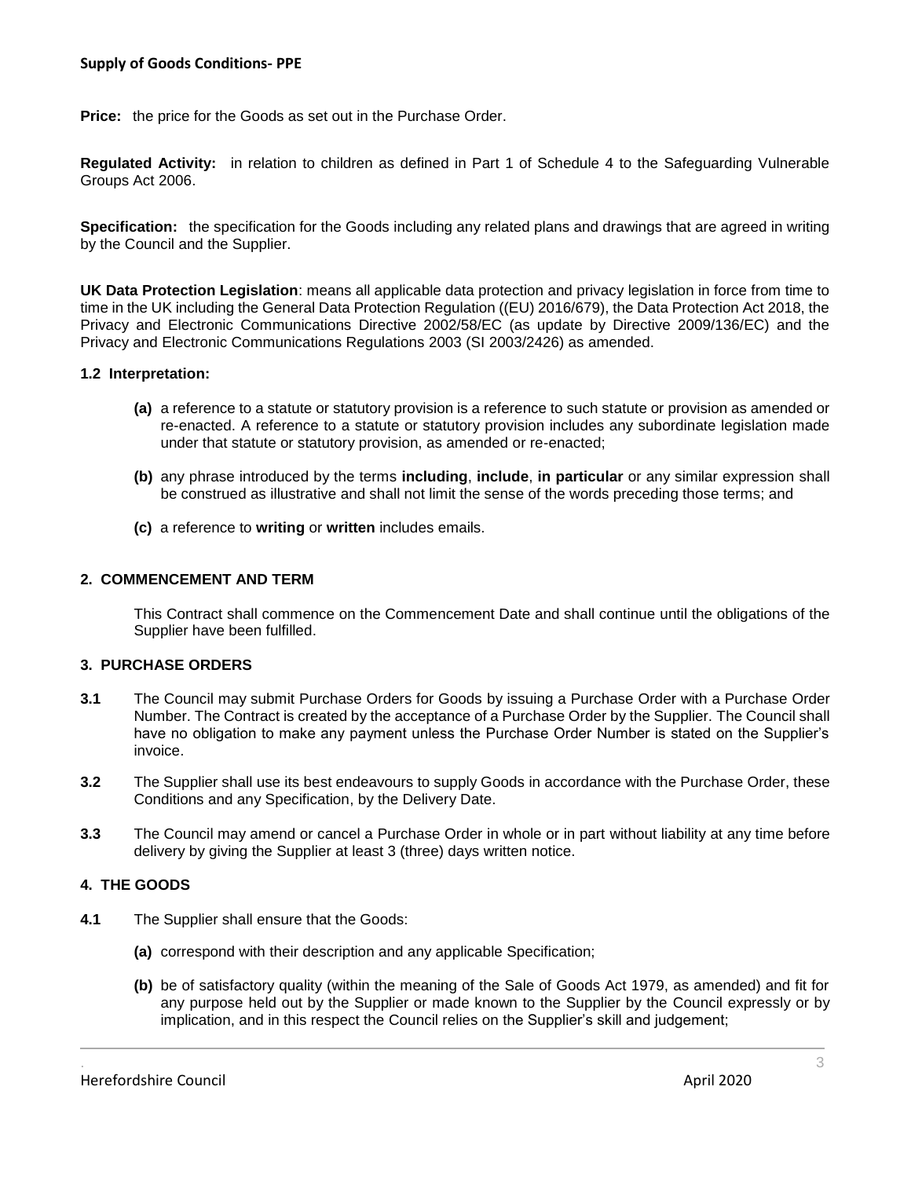**Price:** the price for the Goods as set out in the Purchase Order.

**Regulated Activity:** in relation to children as defined in Part 1 of Schedule 4 to the Safeguarding Vulnerable Groups Act 2006.

**Specification:** the specification for the Goods including any related plans and drawings that are agreed in writing by the Council and the Supplier.

**UK Data Protection Legislation**: means all applicable data protection and privacy legislation in force from time to time in the UK including the General Data Protection Regulation ((EU) 2016/679), the Data Protection Act 2018, the Privacy and Electronic Communications Directive 2002/58/EC (as update by Directive 2009/136/EC) and the Privacy and Electronic Communications Regulations 2003 (SI 2003/2426) as amended.

**1.2 Interpretation:**

**(a)** a reference to a statute or statutory provision is a reference to such statute or provision as amended or re-enacted. A reference to a statute or statutory provision includes any subordinate legislation made under that statute or statutory provision, as amended or re-enacted;

**(b)** any phrase introduced by the terms **including**, **include**, **in particular** or any similar expression shall be construed as illustrative and shall not limit the sense of the words preceding those terms; and

**(c)** a reference to **writing** or **written** includes emails.

## 2. COMMENCEMENT AND TERM

This Contract shall commence on the Commencement Date and shall continue until the obligations of the Supplier have been fulfilled.

## 3. PURCHASE ORDERS

**3.1** The Council may submit Purchase Orders for Goods by issuing a Purchase Order with a Purchase Order Number. The Contract is created by the acceptance of a Purchase Order by the Supplier. The Council shall have no obligation to make any payment unless the Purchase Order Number is stated on the Supplier's invoice.

**3.2** The Supplier shall use its best endeavours to supply Goods in accordance with the Purchase Order, these Conditions and any Specification, by the Delivery Date.

**3.3** The Council may amend or cancel a Purchase Order in whole or in part without liability at any time before delivery by giving the Supplier at least 3 (three) days written notice.

## 4. THE GOODS

**4.1** The Supplier shall ensure that the Goods:

**(a)** correspond with their description and any applicable Specification;

**(b)** be of satisfactory quality (within the meaning of the Sale of Goods Act 1979, as amended) and fit for any purpose held out by the Supplier or made known to the Supplier by the Council expressly or by implication, and in this respect the Council relies on the Supplier's skill and judgement;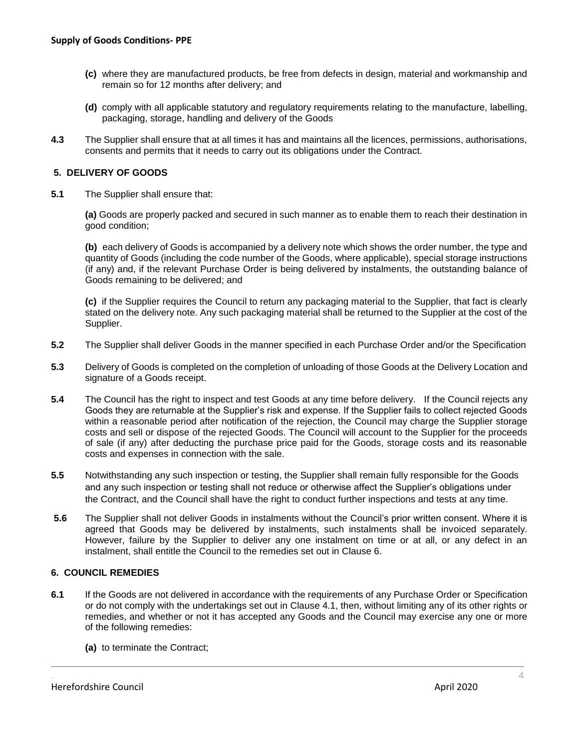**(c)** where they are manufactured products, be free from defects in design, material and workmanship and remain so for 12 months after delivery; and

**(d)** comply with all applicable statutory and regulatory requirements relating to the manufacture, labelling, packaging, storage, handling and delivery of the Goods

**4.3** The Supplier shall ensure that at all times it has and maintains all the licences, permissions, authorisations, consents and permits that it needs to carry out its obligations under the Contract.

## 5. DELIVERY OF GOODS

**5.1** The Supplier shall ensure that:

**(a)** Goods are properly packed and secured in such manner as to enable them to reach their destination in good condition;

**(b)** each delivery of Goods is accompanied by a delivery note which shows the order number, the type and quantity of Goods (including the code number of the Goods, where applicable), special storage instructions (if any) and, if the relevant Purchase Order is being delivered by instalments, the outstanding balance of Goods remaining to be delivered; and

**(c)** if the Supplier requires the Council to return any packaging material to the Supplier, that fact is clearly stated on the delivery note. Any such packaging material shall be returned to the Supplier at the cost of the Supplier.

**5.2** The Supplier shall deliver Goods in the manner specified in each Purchase Order and/or the Specification

**5.3** Delivery of Goods is completed on the completion of unloading of those Goods at the Delivery Location and signature of a Goods receipt.

**5.4** The Council has the right to inspect and test Goods at any time before delivery. If the Council rejects any Goods they are returnable at the Supplier's risk and expense. If the Supplier fails to collect rejected Goods within a reasonable period after notification of the rejection, the Council may charge the Supplier storage costs and sell or dispose of the rejected Goods. The Council will account to the Supplier for the proceeds of sale (if any) after deducting the purchase price paid for the Goods, storage costs and its reasonable costs and expenses in connection with the sale.

**5.5** Notwithstanding any such inspection or testing, the Supplier shall remain fully responsible for the Goods and any such inspection or testing shall not reduce or otherwise affect the Supplier's obligations under the Contract, and the Council shall have the right to conduct further inspections and tests at any time.

**5.6** The Supplier shall not deliver Goods in instalments without the Council's prior written consent. Where it is agreed that Goods may be delivered by instalments, such instalments shall be invoiced separately. However, failure by the Supplier to deliver any one instalment on time or at all, or any defect in an instalment, shall entitle the Council to the remedies set out in Clause 6.

## 6. COUNCIL REMEDIES

**6.1** If the Goods are not delivered in accordance with the requirements of any Purchase Order or Specification or do not comply with the undertakings set out in Clause 4.1, then, without limiting any of its other rights or remedies, and whether or not it has accepted any Goods and the Council may exercise any one or more of the following remedies:

**(a)** to terminate the Contract;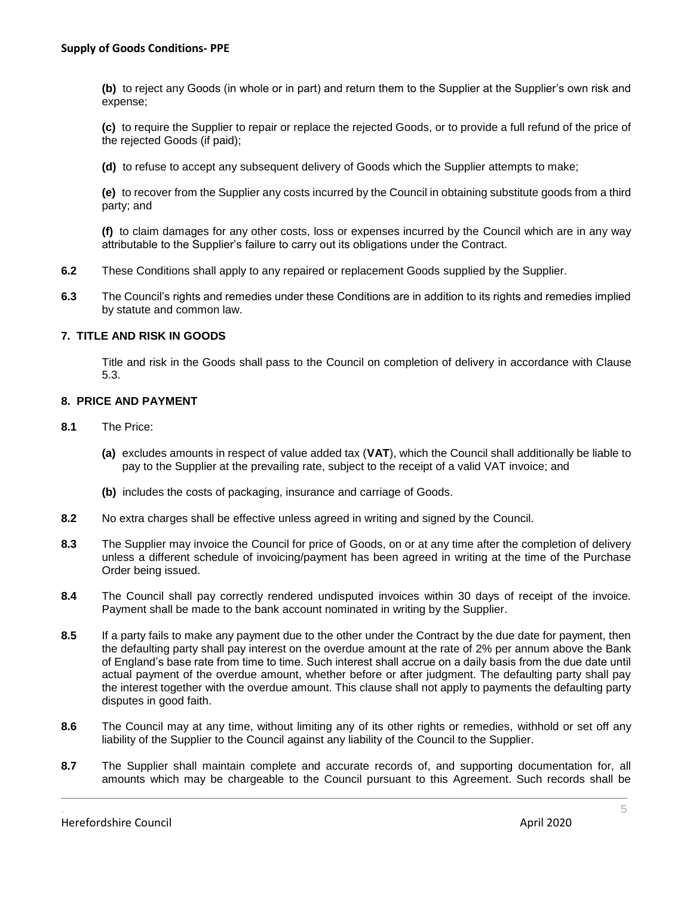**(b)** to reject any Goods (in whole or in part) and return them to the Supplier at the Supplier's own risk and expense;

**(c)** to require the Supplier to repair or replace the rejected Goods, or to provide a full refund of the price of the rejected Goods (if paid);

**(d)** to refuse to accept any subsequent delivery of Goods which the Supplier attempts to make;

**(e)** to recover from the Supplier any costs incurred by the Council in obtaining substitute goods from a third party; and

**(f)** to claim damages for any other costs, loss or expenses incurred by the Council which are in any way attributable to the Supplier's failure to carry out its obligations under the Contract.

**6.2** These Conditions shall apply to any repaired or replacement Goods supplied by the Supplier.

**6.3** The Council's rights and remedies under these Conditions are in addition to its rights and remedies implied by statute and common law.

## 7. TITLE AND RISK IN GOODS

Title and risk in the Goods shall pass to the Council on completion of delivery in accordance with Clause 5.3.

## 8. PRICE AND PAYMENT

**8.1** The Price:

**(a)** excludes amounts in respect of value added tax (**VAT**), which the Council shall additionally be liable to pay to the Supplier at the prevailing rate, subject to the receipt of a valid VAT invoice; and

**(b)** includes the costs of packaging, insurance and carriage of Goods.

**8.2** No extra charges shall be effective unless agreed in writing and signed by the Council.

**8.3** The Supplier may invoice the Council for price of Goods, on or at any time after the completion of delivery unless a different schedule of invoicing/payment has been agreed in writing at the time of the Purchase Order being issued.

**8.4** The Council shall pay correctly rendered undisputed invoices within 30 days of receipt of the invoice. Payment shall be made to the bank account nominated in writing by the Supplier.

**8.5** If a party fails to make any payment due to the other under the Contract by the due date for payment, then the defaulting party shall pay interest on the overdue amount at the rate of 2% per annum above the Bank of England's base rate from time to time. Such interest shall accrue on a daily basis from the due date until actual payment of the overdue amount, whether before or after judgment. The defaulting party shall pay the interest together with the overdue amount. This clause shall not apply to payments the defaulting party disputes in good faith.

**8.6** The Council may at any time, without limiting any of its other rights or remedies, withhold or set off any liability of the Supplier to the Council against any liability of the Council to the Supplier.

**8.7** The Supplier shall maintain complete and accurate records of, and supporting documentation for, all amounts which may be chargeable to the Council pursuant to this Agreement. Such records shall be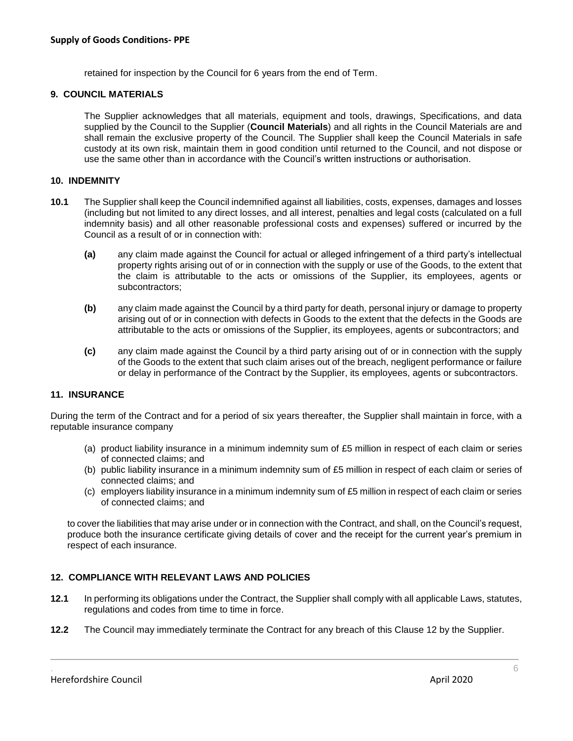retained for inspection by the Council for 6 years from the end of Term.

## 9. COUNCIL MATERIALS

The Supplier acknowledges that all materials, equipment and tools, drawings, Specifications, and data supplied by the Council to the Supplier (**Council Materials**) and all rights in the Council Materials are and shall remain the exclusive property of the Council. The Supplier shall keep the Council Materials in safe custody at its own risk, maintain them in good condition until returned to the Council, and not dispose or use the same other than in accordance with the Council's written instructions or authorisation.

## 10. INDEMNITY

**10.1** The Supplier shall keep the Council indemnified against all liabilities, costs, expenses, damages and losses (including but not limited to any direct losses, and all interest, penalties and legal costs (calculated on a full indemnity basis) and all other reasonable professional costs and expenses) suffered or incurred by the Council as a result of or in connection with:

**(a)** any claim made against the Council for actual or alleged infringement of a third party's intellectual property rights arising out of or in connection with the supply or use of the Goods, to the extent that the claim is attributable to the acts or omissions of the Supplier, its employees, agents or subcontractors;

**(b)** any claim made against the Council by a third party for death, personal injury or damage to property arising out of or in connection with defects in Goods to the extent that the defects in the Goods are attributable to the acts or omissions of the Supplier, its employees, agents or subcontractors; and

**(c)** any claim made against the Council by a third party arising out of or in connection with the supply of the Goods to the extent that such claim arises out of the breach, negligent performance or failure or delay in performance of the Contract by the Supplier, its employees, agents or subcontractors.

## 11. INSURANCE

During the term of the Contract and for a period of six years thereafter, the Supplier shall maintain in force, with a reputable insurance company

(a) product liability insurance in a minimum indemnity sum of £5 million in respect of each claim or series of connected claims; and
(b) public liability insurance in a minimum indemnity sum of £5 million in respect of each claim or series of connected claims; and
(c) employers liability insurance in a minimum indemnity sum of £5 million in respect of each claim or series of connected claims; and

to cover the liabilities that may arise under or in connection with the Contract, and shall, on the Council's request, produce both the insurance certificate giving details of cover and the receipt for the current year's premium in respect of each insurance.

## 12. COMPLIANCE WITH RELEVANT LAWS AND POLICIES

**12.1** In performing its obligations under the Contract, the Supplier shall comply with all applicable Laws, statutes, regulations and codes from time to time in force.

**12.2** The Council may immediately terminate the Contract for any breach of this Clause 12 by the Supplier.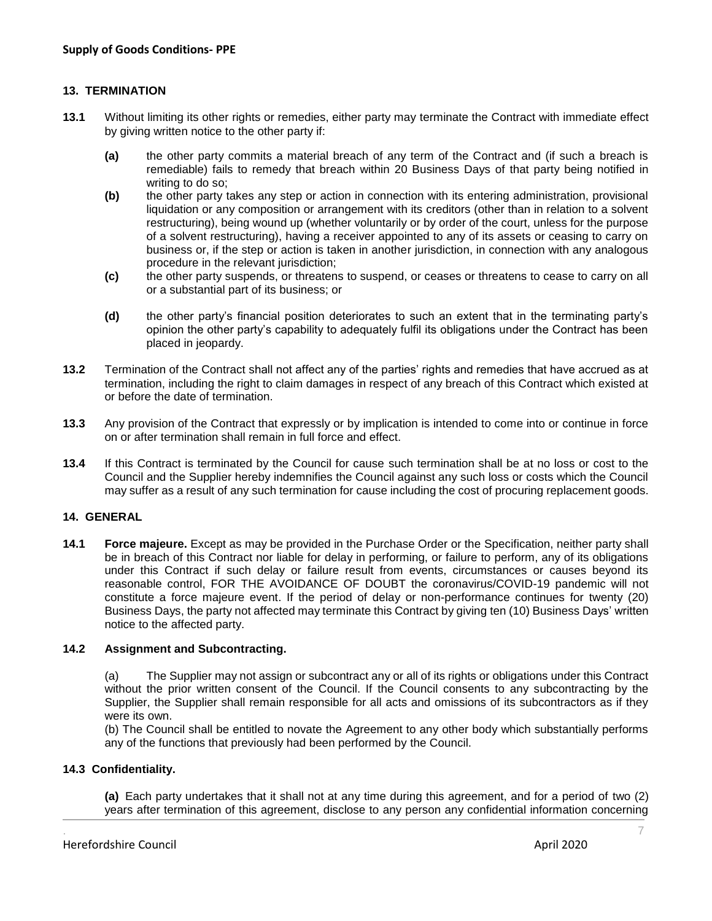## 13. TERMINATION

**13.1** Without limiting its other rights or remedies, either party may terminate the Contract with immediate effect by giving written notice to the other party if:

**(a)** the other party commits a material breach of any term of the Contract and (if such a breach is remediable) fails to remedy that breach within 20 Business Days of that party being notified in writing to do so;

**(b)** the other party takes any step or action in connection with its entering administration, provisional liquidation or any composition or arrangement with its creditors (other than in relation to a solvent restructuring), being wound up (whether voluntarily or by order of the court, unless for the purpose of a solvent restructuring), having a receiver appointed to any of its assets or ceasing to carry on business or, if the step or action is taken in another jurisdiction, in connection with any analogous procedure in the relevant jurisdiction;

**(c)** the other party suspends, or threatens to suspend, or ceases or threatens to cease to carry on all or a substantial part of its business; or

**(d)** the other party's financial position deteriorates to such an extent that in the terminating party's opinion the other party's capability to adequately fulfil its obligations under the Contract has been placed in jeopardy.

**13.2** Termination of the Contract shall not affect any of the parties' rights and remedies that have accrued as at termination, including the right to claim damages in respect of any breach of this Contract which existed at or before the date of termination.

**13.3** Any provision of the Contract that expressly or by implication is intended to come into or continue in force on or after termination shall remain in full force and effect.

**13.4** If this Contract is terminated by the Council for cause such termination shall be at no loss or cost to the Council and the Supplier hereby indemnifies the Council against any such loss or costs which the Council may suffer as a result of any such termination for cause including the cost of procuring replacement goods.

## 14. GENERAL

**14.1** **Force majeure.** Except as may be provided in the Purchase Order or the Specification, neither party shall be in breach of this Contract nor liable for delay in performing, or failure to perform, any of its obligations under this Contract if such delay or failure result from events, circumstances or causes beyond its reasonable control, FOR THE AVOIDANCE OF DOUBT the coronavirus/COVID-19 pandemic will not constitute a force majeure event. If the period of delay or non-performance continues for twenty (20) Business Days, the party not affected may terminate this Contract by giving ten (10) Business Days' written notice to the affected party.

**14.2** **Assignment and Subcontracting.**

(a) The Supplier may not assign or subcontract any or all of its rights or obligations under this Contract without the prior written consent of the Council. If the Council consents to any subcontracting by the Supplier, the Supplier shall remain responsible for all acts and omissions of its subcontractors as if they were its own.

(b) The Council shall be entitled to novate the Agreement to any other body which substantially performs any of the functions that previously had been performed by the Council.

**14.3** **Confidentiality.**

**(a)** Each party undertakes that it shall not at any time during this agreement, and for a period of two (2) years after termination of this agreement, disclose to any person any confidential information concerning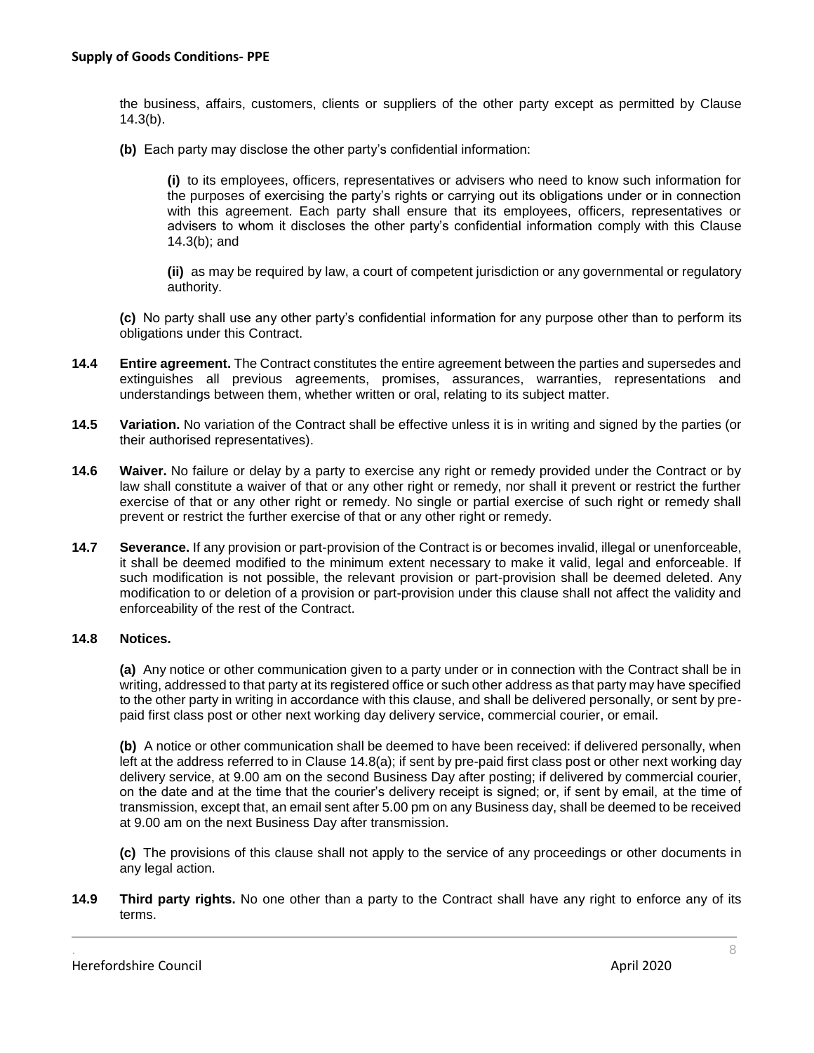the business, affairs, customers, clients or suppliers of the other party except as permitted by Clause 14.3(b).

**(b)** Each party may disclose the other party's confidential information:

**(i)** to its employees, officers, representatives or advisers who need to know such information for the purposes of exercising the party's rights or carrying out its obligations under or in connection with this agreement. Each party shall ensure that its employees, officers, representatives or advisers to whom it discloses the other party's confidential information comply with this Clause 14.3(b); and

**(ii)** as may be required by law, a court of competent jurisdiction or any governmental or regulatory authority.

**(c)** No party shall use any other party's confidential information for any purpose other than to perform its obligations under this Contract.

**14.4 Entire agreement.** The Contract constitutes the entire agreement between the parties and supersedes and extinguishes all previous agreements, promises, assurances, warranties, representations and understandings between them, whether written or oral, relating to its subject matter.

**14.5 Variation.** No variation of the Contract shall be effective unless it is in writing and signed by the parties (or their authorised representatives).

**14.6 Waiver.** No failure or delay by a party to exercise any right or remedy provided under the Contract or by law shall constitute a waiver of that or any other right or remedy, nor shall it prevent or restrict the further exercise of that or any other right or remedy. No single or partial exercise of such right or remedy shall prevent or restrict the further exercise of that or any other right or remedy.

**14.7 Severance.** If any provision or part-provision of the Contract is or becomes invalid, illegal or unenforceable, it shall be deemed modified to the minimum extent necessary to make it valid, legal and enforceable. If such modification is not possible, the relevant provision or part-provision shall be deemed deleted. Any modification to or deletion of a provision or part-provision under this clause shall not affect the validity and enforceability of the rest of the Contract.

**14.8 Notices.**

**(a)** Any notice or other communication given to a party under or in connection with the Contract shall be in writing, addressed to that party at its registered office or such other address as that party may have specified to the other party in writing in accordance with this clause, and shall be delivered personally, or sent by pre-paid first class post or other next working day delivery service, commercial courier, or email.

**(b)** A notice or other communication shall be deemed to have been received: if delivered personally, when left at the address referred to in Clause 14.8(a); if sent by pre-paid first class post or other next working day delivery service, at 9.00 am on the second Business Day after posting; if delivered by commercial courier, on the date and at the time that the courier's delivery receipt is signed; or, if sent by email, at the time of transmission, except that, an email sent after 5.00 pm on any Business day, shall be deemed to be received at 9.00 am on the next Business Day after transmission.

**(c)** The provisions of this clause shall not apply to the service of any proceedings or other documents in any legal action.

**14.9 Third party rights.** No one other than a party to the Contract shall have any right to enforce any of its terms.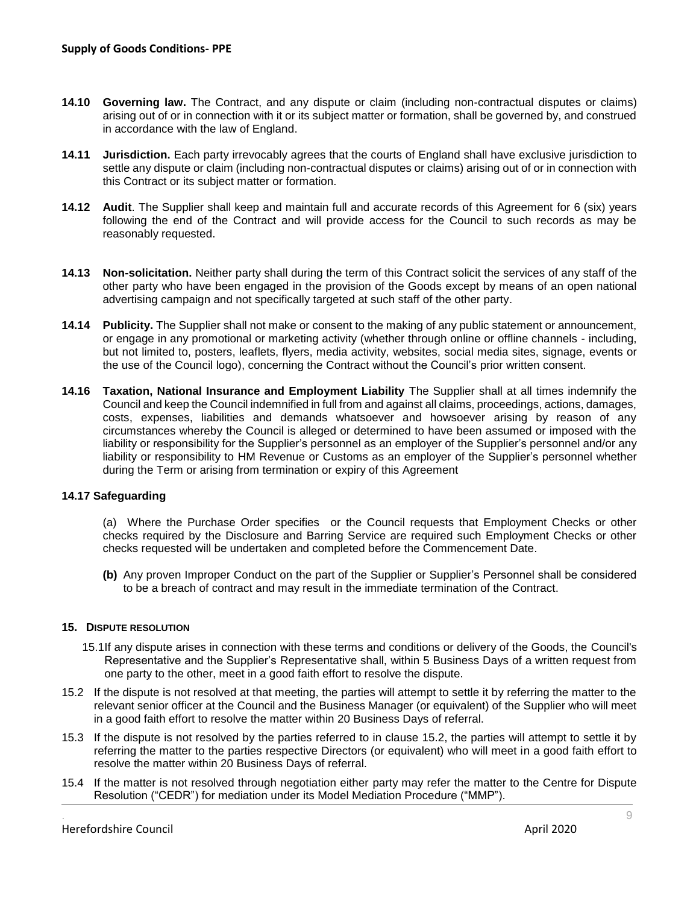**14.10 Governing law.** The Contract, and any dispute or claim (including non-contractual disputes or claims) arising out of or in connection with it or its subject matter or formation, shall be governed by, and construed in accordance with the law of England.

**14.11 Jurisdiction.** Each party irrevocably agrees that the courts of England shall have exclusive jurisdiction to settle any dispute or claim (including non-contractual disputes or claims) arising out of or in connection with this Contract or its subject matter or formation.

**14.12 Audit**. The Supplier shall keep and maintain full and accurate records of this Agreement for 6 (six) years following the end of the Contract and will provide access for the Council to such records as may be reasonably requested.

**14.13 Non-solicitation.** Neither party shall during the term of this Contract solicit the services of any staff of the other party who have been engaged in the provision of the Goods except by means of an open national advertising campaign and not specifically targeted at such staff of the other party.

**14.14 Publicity.** The Supplier shall not make or consent to the making of any public statement or announcement, or engage in any promotional or marketing activity (whether through online or offline channels - including, but not limited to, posters, leaflets, flyers, media activity, websites, social media sites, signage, events or the use of the Council logo), concerning the Contract without the Council's prior written consent.

**14.16 Taxation, National Insurance and Employment Liability** The Supplier shall at all times indemnify the Council and keep the Council indemnified in full from and against all claims, proceedings, actions, damages, costs, expenses, liabilities and demands whatsoever and howsoever arising by reason of any circumstances whereby the Council is alleged or determined to have been assumed or imposed with the liability or responsibility for the Supplier's personnel as an employer of the Supplier's personnel and/or any liability or responsibility to HM Revenue or Customs as an employer of the Supplier's personnel whether during the Term or arising from termination or expiry of this Agreement

**14.17 Safeguarding**

(a) Where the Purchase Order specifies or the Council requests that Employment Checks or other checks required by the Disclosure and Barring Service are required such Employment Checks or other checks requested will be undertaken and completed before the Commencement Date.

**(b)** Any proven Improper Conduct on the part of the Supplier or Supplier's Personnel shall be considered to be a breach of contract and may result in the immediate termination of the Contract.

**15. DISPUTE RESOLUTION**

15.1 If any dispute arises in connection with these terms and conditions or delivery of the Goods, the Council's Representative and the Supplier's Representative shall, within 5 Business Days of a written request from one party to the other, meet in a good faith effort to resolve the dispute.

15.2 If the dispute is not resolved at that meeting, the parties will attempt to settle it by referring the matter to the relevant senior officer at the Council and the Business Manager (or equivalent) of the Supplier who will meet in a good faith effort to resolve the matter within 20 Business Days of referral.

15.3 If the dispute is not resolved by the parties referred to in clause 15.2, the parties will attempt to settle it by referring the matter to the parties respective Directors (or equivalent) who will meet in a good faith effort to resolve the matter within 20 Business Days of referral.

15.4 If the matter is not resolved through negotiation either party may refer the matter to the Centre for Dispute Resolution ("CEDR") for mediation under its Model Mediation Procedure ("MMP").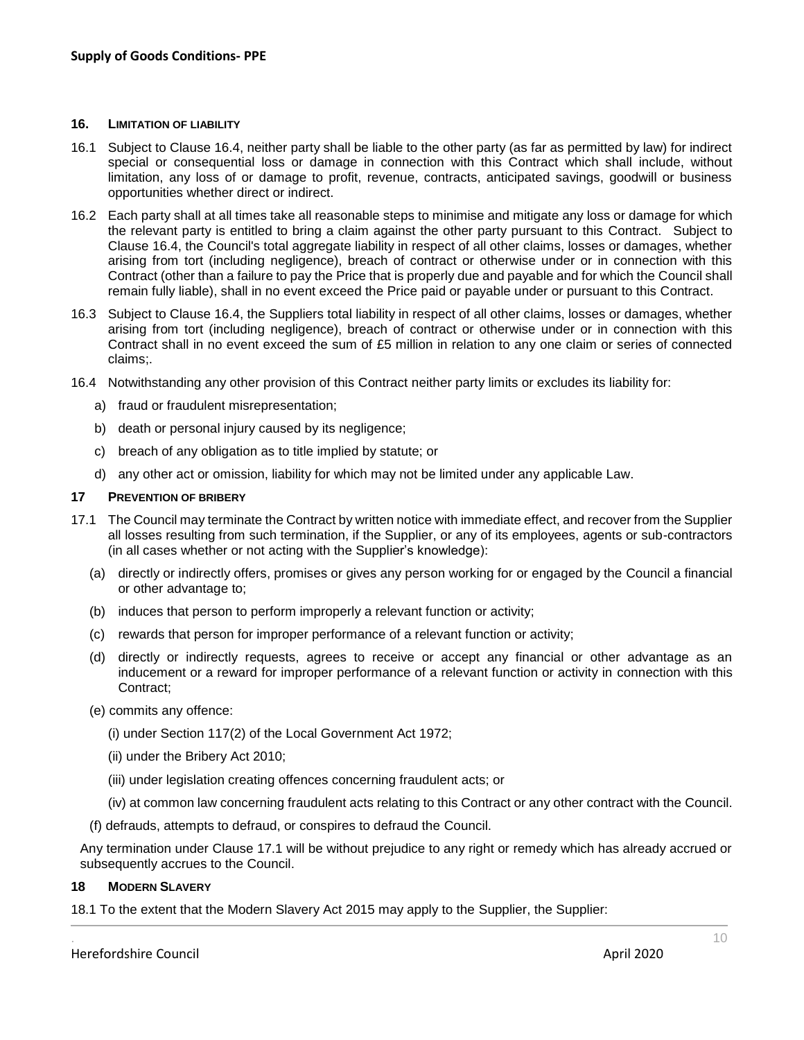### 16. LIMITATION OF LIABILITY

16.1 Subject to Clause 16.4, neither party shall be liable to the other party (as far as permitted by law) for indirect special or consequential loss or damage in connection with this Contract which shall include, without limitation, any loss of or damage to profit, revenue, contracts, anticipated savings, goodwill or business opportunities whether direct or indirect.

16.2 Each party shall at all times take all reasonable steps to minimise and mitigate any loss or damage for which the relevant party is entitled to bring a claim against the other party pursuant to this Contract. Subject to Clause 16.4, the Council's total aggregate liability in respect of all other claims, losses or damages, whether arising from tort (including negligence), breach of contract or otherwise under or in connection with this Contract (other than a failure to pay the Price that is properly due and payable and for which the Council shall remain fully liable), shall in no event exceed the Price paid or payable under or pursuant to this Contract.

16.3 Subject to Clause 16.4, the Suppliers total liability in respect of all other claims, losses or damages, whether arising from tort (including negligence), breach of contract or otherwise under or in connection with this Contract shall in no event exceed the sum of £5 million in relation to any one claim or series of connected claims;.

16.4 Notwithstanding any other provision of this Contract neither party limits or excludes its liability for:

a) fraud or fraudulent misrepresentation;

b) death or personal injury caused by its negligence;

c) breach of any obligation as to title implied by statute; or

d) any other act or omission, liability for which may not be limited under any applicable Law.

### 17 PREVENTION OF BRIBERY

17.1 The Council may terminate the Contract by written notice with immediate effect, and recover from the Supplier all losses resulting from such termination, if the Supplier, or any of its employees, agents or sub-contractors (in all cases whether or not acting with the Supplier's knowledge):

(a) directly or indirectly offers, promises or gives any person working for or engaged by the Council a financial or other advantage to;

(b) induces that person to perform improperly a relevant function or activity;

(c) rewards that person for improper performance of a relevant function or activity;

(d) directly or indirectly requests, agrees to receive or accept any financial or other advantage as an inducement or a reward for improper performance of a relevant function or activity in connection with this Contract;

(e) commits any offence:

(i) under Section 117(2) of the Local Government Act 1972;

(ii) under the Bribery Act 2010;

(iii) under legislation creating offences concerning fraudulent acts; or

(iv) at common law concerning fraudulent acts relating to this Contract or any other contract with the Council.

(f) defrauds, attempts to defraud, or conspires to defraud the Council.

Any termination under Clause 17.1 will be without prejudice to any right or remedy which has already accrued or subsequently accrues to the Council.

### 18 MODERN SLAVERY

18.1 To the extent that the Modern Slavery Act 2015 may apply to the Supplier, the Supplier: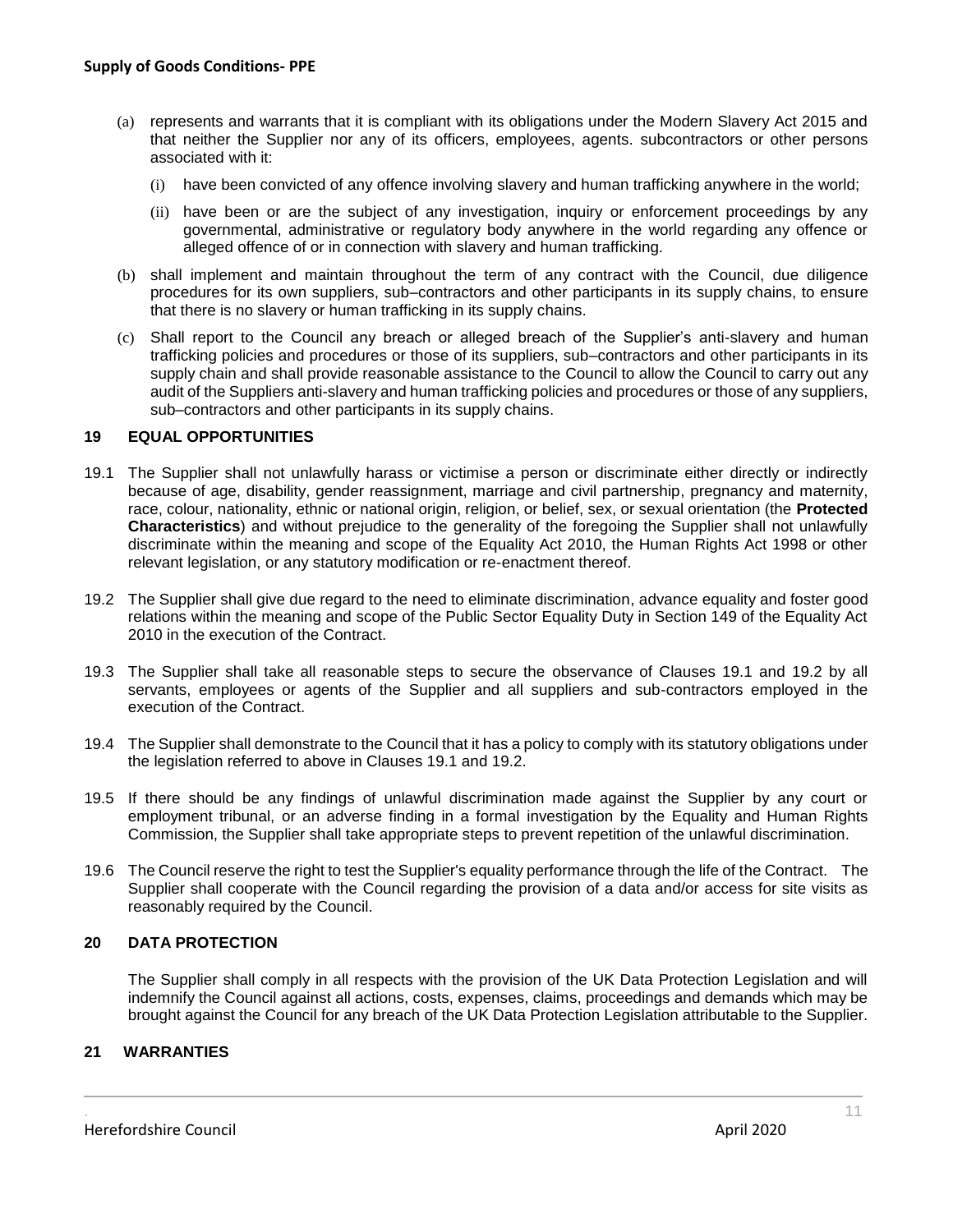(a) represents and warrants that it is compliant with its obligations under the Modern Slavery Act 2015 and that neither the Supplier nor any of its officers, employees, agents. subcontractors or other persons associated with it:

   (i) have been convicted of any offence involving slavery and human trafficking anywhere in the world;

   (ii) have been or are the subject of any investigation, inquiry or enforcement proceedings by any governmental, administrative or regulatory body anywhere in the world regarding any offence or alleged offence of or in connection with slavery and human trafficking.

(b) shall implement and maintain throughout the term of any contract with the Council, due diligence procedures for its own suppliers, sub–contractors and other participants in its supply chains, to ensure that there is no slavery or human trafficking in its supply chains.

(c) Shall report to the Council any breach or alleged breach of the Supplier's anti-slavery and human trafficking policies and procedures or those of its suppliers, sub–contractors and other participants in its supply chain and shall provide reasonable assistance to the Council to allow the Council to carry out any audit of the Suppliers anti-slavery and human trafficking policies and procedures or those of any suppliers, sub–contractors and other participants in its supply chains.

## 19 EQUAL OPPORTUNITIES

19.1 The Supplier shall not unlawfully harass or victimise a person or discriminate either directly or indirectly because of age, disability, gender reassignment, marriage and civil partnership, pregnancy and maternity, race, colour, nationality, ethnic or national origin, religion, or belief, sex, or sexual orientation (the **Protected Characteristics**) and without prejudice to the generality of the foregoing the Supplier shall not unlawfully discriminate within the meaning and scope of the Equality Act 2010, the Human Rights Act 1998 or other relevant legislation, or any statutory modification or re-enactment thereof.

19.2 The Supplier shall give due regard to the need to eliminate discrimination, advance equality and foster good relations within the meaning and scope of the Public Sector Equality Duty in Section 149 of the Equality Act 2010 in the execution of the Contract.

19.3 The Supplier shall take all reasonable steps to secure the observance of Clauses 19.1 and 19.2 by all servants, employees or agents of the Supplier and all suppliers and sub-contractors employed in the execution of the Contract.

19.4 The Supplier shall demonstrate to the Council that it has a policy to comply with its statutory obligations under the legislation referred to above in Clauses 19.1 and 19.2.

19.5 If there should be any findings of unlawful discrimination made against the Supplier by any court or employment tribunal, or an adverse finding in a formal investigation by the Equality and Human Rights Commission, the Supplier shall take appropriate steps to prevent repetition of the unlawful discrimination.

19.6 The Council reserve the right to test the Supplier's equality performance through the life of the Contract. The Supplier shall cooperate with the Council regarding the provision of a data and/or access for site visits as reasonably required by the Council.

## 20 DATA PROTECTION

The Supplier shall comply in all respects with the provision of the UK Data Protection Legislation and will indemnify the Council against all actions, costs, expenses, claims, proceedings and demands which may be brought against the Council for any breach of the UK Data Protection Legislation attributable to the Supplier.

## 21 WARRANTIES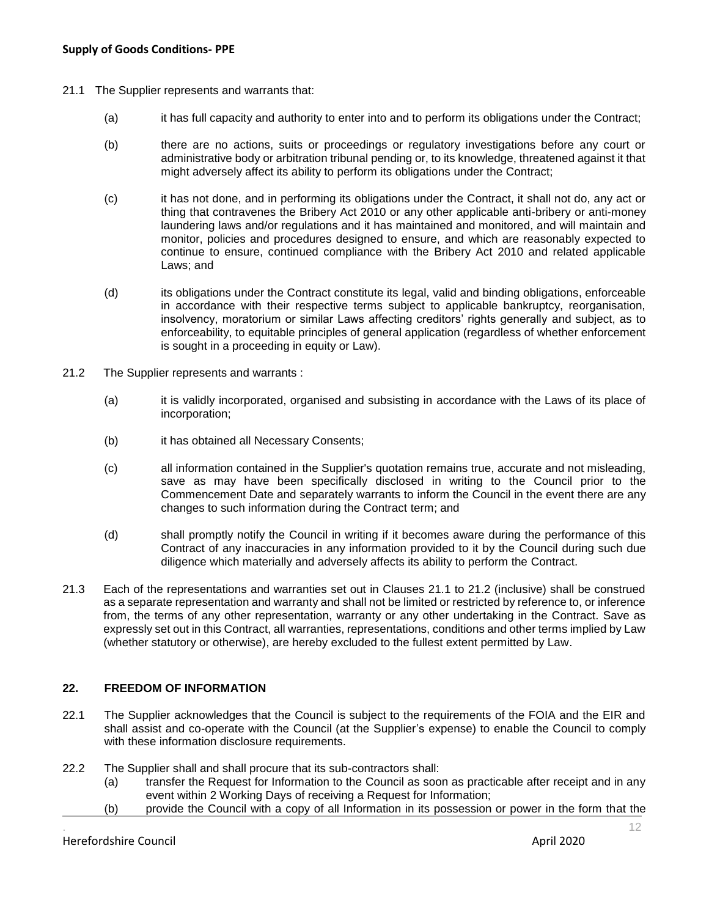21.1 The Supplier represents and warrants that:

(a) it has full capacity and authority to enter into and to perform its obligations under the Contract;

(b) there are no actions, suits or proceedings or regulatory investigations before any court or administrative body or arbitration tribunal pending or, to its knowledge, threatened against it that might adversely affect its ability to perform its obligations under the Contract;

(c) it has not done, and in performing its obligations under the Contract, it shall not do, any act or thing that contravenes the Bribery Act 2010 or any other applicable anti-bribery or anti-money laundering laws and/or regulations and it has maintained and monitored, and will maintain and monitor, policies and procedures designed to ensure, and which are reasonably expected to continue to ensure, continued compliance with the Bribery Act 2010 and related applicable Laws; and

(d) its obligations under the Contract constitute its legal, valid and binding obligations, enforceable in accordance with their respective terms subject to applicable bankruptcy, reorganisation, insolvency, moratorium or similar Laws affecting creditors' rights generally and subject, as to enforceability, to equitable principles of general application (regardless of whether enforcement is sought in a proceeding in equity or Law).

21.2 The Supplier represents and warrants :

(a) it is validly incorporated, organised and subsisting in accordance with the Laws of its place of incorporation;

(b) it has obtained all Necessary Consents;

(c) all information contained in the Supplier's quotation remains true, accurate and not misleading, save as may have been specifically disclosed in writing to the Council prior to the Commencement Date and separately warrants to inform the Council in the event there are any changes to such information during the Contract term; and

(d) shall promptly notify the Council in writing if it becomes aware during the performance of this Contract of any inaccuracies in any information provided to it by the Council during such due diligence which materially and adversely affects its ability to perform the Contract.

21.3 Each of the representations and warranties set out in Clauses 21.1 to 21.2 (inclusive) shall be construed as a separate representation and warranty and shall not be limited or restricted by reference to, or inference from, the terms of any other representation, warranty or any other undertaking in the Contract. Save as expressly set out in this Contract, all warranties, representations, conditions and other terms implied by Law (whether statutory or otherwise), are hereby excluded to the fullest extent permitted by Law.

## 22. FREEDOM OF INFORMATION

22.1 The Supplier acknowledges that the Council is subject to the requirements of the FOIA and the EIR and shall assist and co-operate with the Council (at the Supplier's expense) to enable the Council to comply with these information disclosure requirements.

22.2 The Supplier shall and shall procure that its sub-contractors shall:

(a) transfer the Request for Information to the Council as soon as practicable after receipt and in any event within 2 Working Days of receiving a Request for Information;

(b) provide the Council with a copy of all Information in its possession or power in the form that the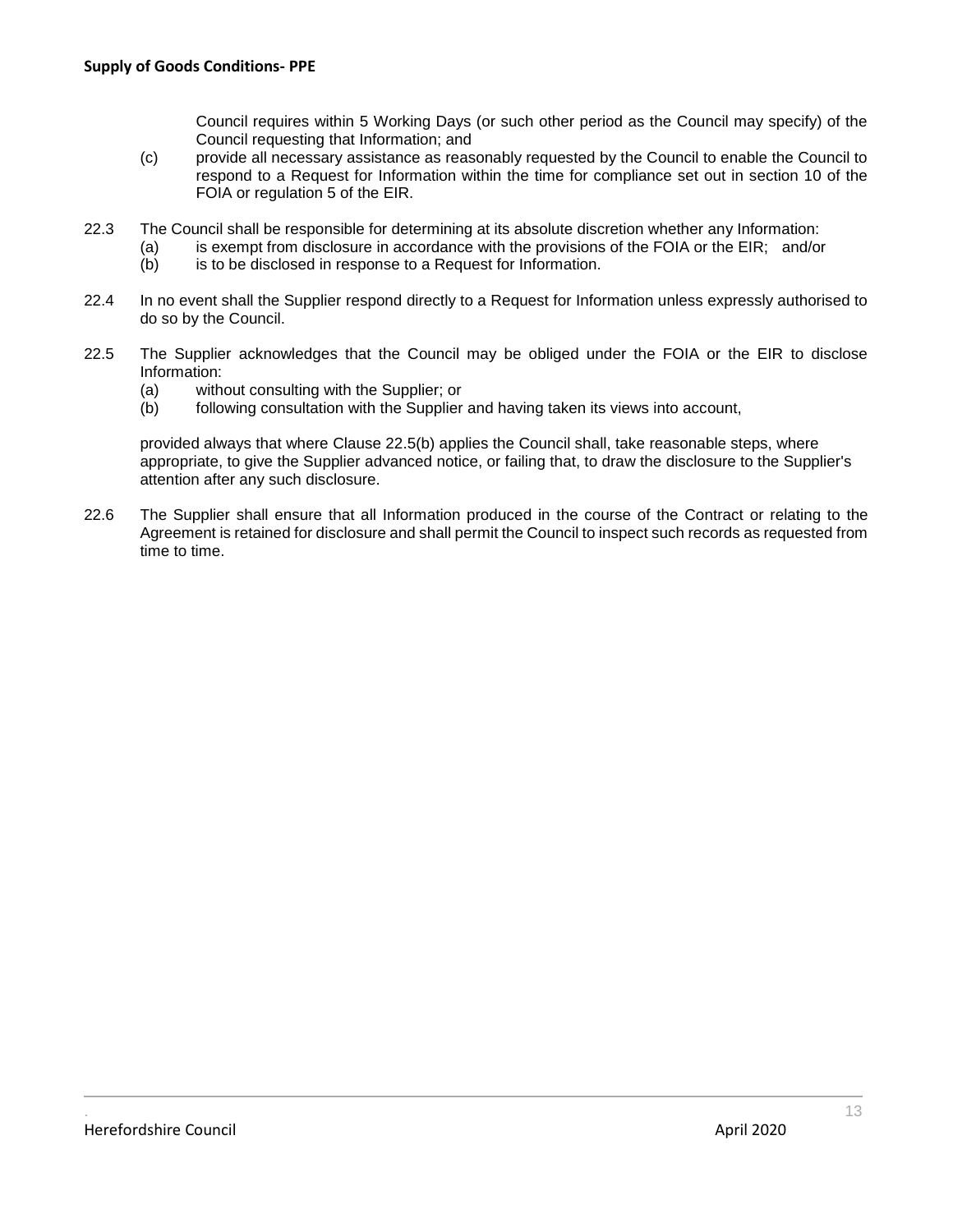Council requires within 5 Working Days (or such other period as the Council may specify) of the Council requesting that Information; and

(c) provide all necessary assistance as reasonably requested by the Council to enable the Council to respond to a Request for Information within the time for compliance set out in section 10 of the FOIA or regulation 5 of the EIR.

22.3 The Council shall be responsible for determining at its absolute discretion whether any Information:

(a) is exempt from disclosure in accordance with the provisions of the FOIA or the EIR; and/or

(b) is to be disclosed in response to a Request for Information.

22.4 In no event shall the Supplier respond directly to a Request for Information unless expressly authorised to do so by the Council.

22.5 The Supplier acknowledges that the Council may be obliged under the FOIA or the EIR to disclose Information:

(a) without consulting with the Supplier; or

(b) following consultation with the Supplier and having taken its views into account,

provided always that where Clause 22.5(b) applies the Council shall, take reasonable steps, where appropriate, to give the Supplier advanced notice, or failing that, to draw the disclosure to the Supplier's attention after any such disclosure.

22.6 The Supplier shall ensure that all Information produced in the course of the Contract or relating to the Agreement is retained for disclosure and shall permit the Council to inspect such records as requested from time to time.